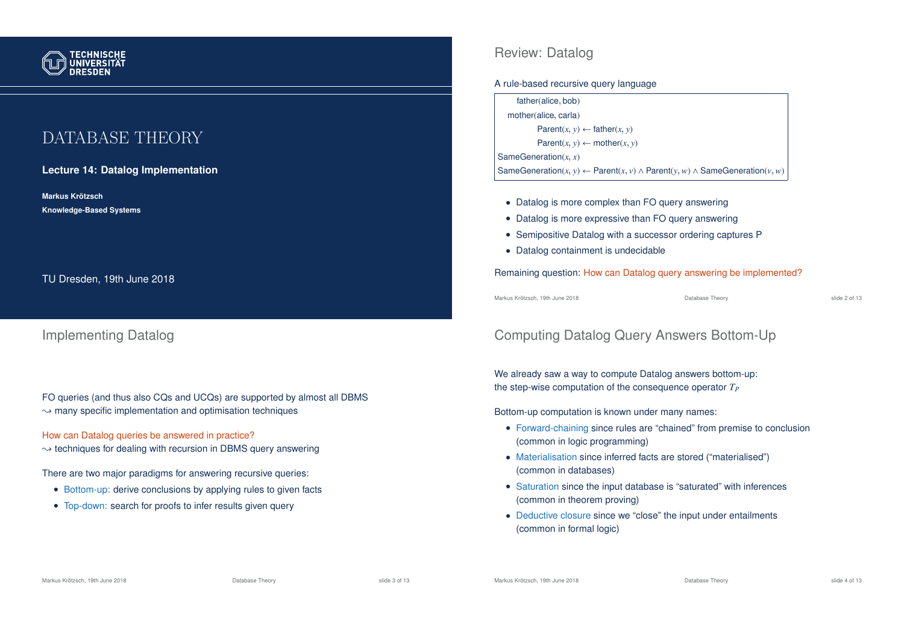TECHNISCHE UNIVERSITÄT DRESDEN

# DATABASE THEORY

**Lecture 14: Datalog Implementation**

**Markus Krötzsch**
**Knowledge-Based Systems**

TU Dresden, 19th June 2018

## Review: Datalog

A rule-based recursive query language

$$
\begin{aligned}
\text{father}(\text{alice}, \text{bob}) & \\
\text{mother}(\text{alice}, \text{carla}) & \\
\text{Parent}(x, y) & \leftarrow \text{father}(x, y) \\
\text{Parent}(x, y) & \leftarrow \text{mother}(x, y) \\
\text{SameGeneration}(x, x) & \\
\text{SameGeneration}(x, y) & \leftarrow \text{Parent}(x, v) \wedge \text{Parent}(y, w) \wedge \text{SameGeneration}(v, w)
\end{aligned}
$$

- Datalog is more complex than FO query answering
- Datalog is more expressive than FO query answering
- Semipositive Datalog with a successor ordering captures P
- Datalog containment is undecidable

Remaining question: How can Datalog query answering be implemented?

## Implementing Datalog

FO queries (and thus also CQs and UCQs) are supported by almost all DBMS
$\leadsto$ many specific implementation and optimisation techniques

How can Datalog queries be answered in practice?
$\leadsto$ techniques for dealing with recursion in DBMS query answering

There are two major paradigms for answering recursive queries:

- Bottom-up: derive conclusions by applying rules to given facts
- Top-down: search for proofs to infer results given query

## Computing Datalog Query Answers Bottom-Up

We already saw a way to compute Datalog answers bottom-up:
the step-wise computation of the consequence operator $T_P$

Bottom-up computation is known under many names:

- Forward-chaining since rules are "chained" from premise to conclusion (common in logic programming)
- Materialisation since inferred facts are stored ("materialised") (common in databases)
- Saturation since the input database is "saturated" with inferences (common in theorem proving)
- Deductive closure since we "close" the input under entailments (common in formal logic)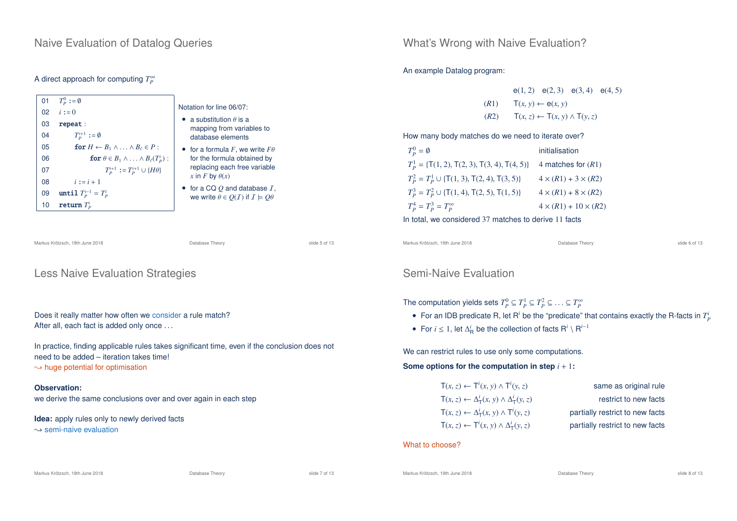## Naive Evaluation of Datalog Queries

A direct approach for computing $T_P^\infty$

```
01  T_P^0 := ∅
02  i := 0
03  repeat :
04      T_P^{i+1} := ∅
05      for H ← B_1 ∧ ... ∧ B_ℓ ∈ P :
06          for θ ∈ B_1 ∧ ... ∧ B_ℓ(T_P^i) :
07              T_P^{i+1} := T_P^{i+1} ∪ {Hθ}
08      i := i + 1
09  until T_P^{i-1} = T_P^i
10  return T_P^i
```

Notation for line 06/07:

- a substitution $\theta$ is a mapping from variables to database elements
- for a formula $F$, we write $F\theta$ for the formula obtained by replacing each free variable $x$ in $F$ by $\theta(x)$
- for a CQ $Q$ and database $\mathcal{I}$, we write $\theta \in Q(\mathcal{I})$ if $\mathcal{I} \models Q\theta$

## What's Wrong with Naive Evaluation?

An example Datalog program:

$$\mathsf{e}(1,2) \quad \mathsf{e}(2,3) \quad \mathsf{e}(3,4) \quad \mathsf{e}(4,5)$$

$$(R1) \qquad \mathsf{T}(x,y) \leftarrow \mathsf{e}(x,y)$$

$$(R2) \qquad \mathsf{T}(x,z) \leftarrow \mathsf{T}(x,y) \wedge \mathsf{T}(y,z)$$

How many body matches do we need to iterate over?

| | |
|---|---|
| $T_P^0 = \emptyset$ | initialisation |
| $T_P^1 = \{\mathsf{T}(1,2), \mathsf{T}(2,3), \mathsf{T}(3,4), \mathsf{T}(4,5)\}$ | 4 matches for $(R1)$ |
| $T_P^2 = T_P^1 \cup \{\mathsf{T}(1,3), \mathsf{T}(2,4), \mathsf{T}(3,5)\}$ | $4 \times (R1) + 3 \times (R2)$ |
| $T_P^3 = T_P^2 \cup \{\mathsf{T}(1,4), \mathsf{T}(2,5), \mathsf{T}(1,5)\}$ | $4 \times (R1) + 8 \times (R2)$ |
| $T_P^4 = T_P^3 = T_P^\infty$ | $4 \times (R1) + 10 \times (R2)$ |

In total, we considered 37 matches to derive 11 facts

## Less Naive Evaluation Strategies

Does it really matter how often we consider a rule match?
After all, each fact is added only once ...

In practice, finding applicable rules takes significant time, even if the conclusion does not need to be added – iteration takes time!
⇝ huge potential for optimisation

**Observation:**
we derive the same conclusions over and over again in each step

**Idea:** apply rules only to newly derived facts
⇝ semi-naive evaluation

## Semi-Naive Evaluation

The computation yields sets $T_P^0 \subseteq T_P^1 \subseteq T_P^2 \subseteq \ldots \subseteq T_P^\infty$

- For an IDB predicate R, let $\mathsf{R}^i$ be the "predicate" that contains exactly the R-facts in $T_P^i$
- For $i \leq 1$, let $\Delta_\mathsf{R}^i$ be the collection of facts $\mathsf{R}^i \setminus \mathsf{R}^{i-1}$

We can restrict rules to use only some computations.

**Some options for the computation in step $i+1$:**

| | |
|---|---|
| $\mathsf{T}(x,z) \leftarrow \mathsf{T}^i(x,y) \wedge \mathsf{T}^i(y,z)$ | same as original rule |
| $\mathsf{T}(x,z) \leftarrow \Delta_\mathsf{T}^i(x,y) \wedge \Delta_\mathsf{T}^i(y,z)$ | restrict to new facts |
| $\mathsf{T}(x,z) \leftarrow \Delta_\mathsf{T}^i(x,y) \wedge \mathsf{T}^i(y,z)$ | partially restrict to new facts |
| $\mathsf{T}(x,z) \leftarrow \mathsf{T}^i(x,y) \wedge \Delta_\mathsf{T}^i(y,z)$ | partially restrict to new facts |

What to choose?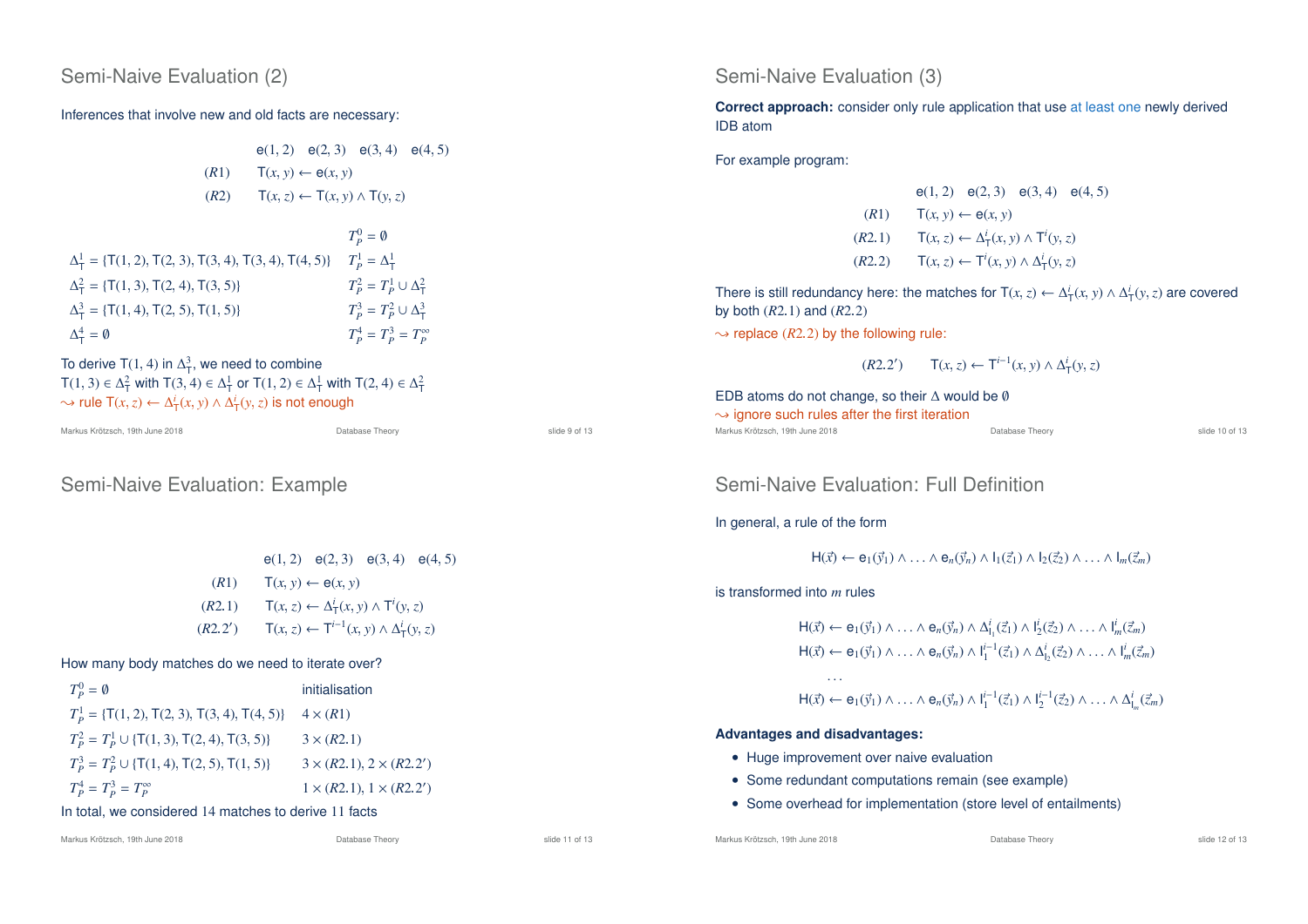## Semi-Naive Evaluation (2)

Inferences that involve new and old facts are necessary:

$$\mathsf{e}(1,2) \quad \mathsf{e}(2,3) \quad \mathsf{e}(3,4) \quad \mathsf{e}(4,5)$$

$$(R1) \qquad \mathsf{T}(x,y) \leftarrow \mathsf{e}(x,y)$$

$$(R2) \qquad \mathsf{T}(x,z) \leftarrow \mathsf{T}(x,y) \wedge \mathsf{T}(y,z)$$

| | |
|---|---|
| | $T_P^0 = \emptyset$ |
| $\Delta_\mathsf{T}^1 = \{\mathsf{T}(1,2), \mathsf{T}(2,3), \mathsf{T}(3,4), \mathsf{T}(3,4), \mathsf{T}(4,5)\}$ | $T_P^1 = \Delta_\mathsf{T}^1$ |
| $\Delta_\mathsf{T}^2 = \{\mathsf{T}(1,3), \mathsf{T}(2,4), \mathsf{T}(3,5)\}$ | $T_P^2 = T_P^1 \cup \Delta_\mathsf{T}^2$ |
| $\Delta_\mathsf{T}^3 = \{\mathsf{T}(1,4), \mathsf{T}(2,5), \mathsf{T}(1,5)\}$ | $T_P^3 = T_P^2 \cup \Delta_\mathsf{T}^3$ |
| $\Delta_\mathsf{T}^4 = \emptyset$ | $T_P^4 = T_P^3 = T_P^\infty$ |

To derive $\mathsf{T}(1,4)$ in $\Delta_\mathsf{T}^3$, we need to combine
$\mathsf{T}(1,3) \in \Delta_\mathsf{T}^2$ with $\mathsf{T}(3,4) \in \Delta_\mathsf{T}^1$ or $\mathsf{T}(1,2) \in \Delta_\mathsf{T}^1$ with $\mathsf{T}(2,4) \in \Delta_\mathsf{T}^2$
$\leadsto$ rule $\mathsf{T}(x,z) \leftarrow \Delta_\mathsf{T}^i(x,y) \wedge \Delta_\mathsf{T}^i(y,z)$ is not enough

## Semi-Naive Evaluation (3)

**Correct approach:** consider only rule application that use at least one newly derived IDB atom

For example program:

$$\mathsf{e}(1,2) \quad \mathsf{e}(2,3) \quad \mathsf{e}(3,4) \quad \mathsf{e}(4,5)$$

$$(R1) \qquad \mathsf{T}(x,y) \leftarrow \mathsf{e}(x,y)$$

$$(R2.1) \qquad \mathsf{T}(x,z) \leftarrow \Delta_\mathsf{T}^i(x,y) \wedge \mathsf{T}^i(y,z)$$

$$(R2.2) \qquad \mathsf{T}(x,z) \leftarrow \mathsf{T}^i(x,y) \wedge \Delta_\mathsf{T}^i(y,z)$$

There is still redundancy here: the matches for $\mathsf{T}(x,z) \leftarrow \Delta_\mathsf{T}^i(x,y) \wedge \Delta_\mathsf{T}^i(y,z)$ are covered by both $(R2.1)$ and $(R2.2)$

$\leadsto$ replace $(R2.2)$ by the following rule:

$$(R2.2') \qquad \mathsf{T}(x,z) \leftarrow \mathsf{T}^{i-1}(x,y) \wedge \Delta_\mathsf{T}^i(y,z)$$

EDB atoms do not change, so their $\Delta$ would be $\emptyset$

$\leadsto$ ignore such rules after the first iteration

## Semi-Naive Evaluation: Example

$$\mathsf{e}(1,2) \quad \mathsf{e}(2,3) \quad \mathsf{e}(3,4) \quad \mathsf{e}(4,5)$$

$$(R1) \qquad \mathsf{T}(x,y) \leftarrow \mathsf{e}(x,y)$$

$$(R2.1) \qquad \mathsf{T}(x,z) \leftarrow \Delta_\mathsf{T}^i(x,y) \wedge \mathsf{T}^i(y,z)$$

$$(R2.2') \qquad \mathsf{T}(x,z) \leftarrow \mathsf{T}^{i-1}(x,y) \wedge \Delta_\mathsf{T}^i(y,z)$$

How many body matches do we need to iterate over?

| | |
|---|---|
| $T_P^0 = \emptyset$ | initialisation |
| $T_P^1 = \{\mathsf{T}(1,2), \mathsf{T}(2,3), \mathsf{T}(3,4), \mathsf{T}(4,5)\}$ | $4 \times (R1)$ |
| $T_P^2 = T_P^1 \cup \{\mathsf{T}(1,3), \mathsf{T}(2,4), \mathsf{T}(3,5)\}$ | $3 \times (R2.1)$ |
| $T_P^3 = T_P^2 \cup \{\mathsf{T}(1,4), \mathsf{T}(2,5), \mathsf{T}(1,5)\}$ | $3 \times (R2.1)$, $2 \times (R2.2')$ |
| $T_P^4 = T_P^3 = T_P^\infty$ | $1 \times (R2.1)$, $1 \times (R2.2')$ |

In total, we considered 14 matches to derive 11 facts

## Semi-Naive Evaluation: Full Definition

In general, a rule of the form

$$\mathsf{H}(\vec{x}) \leftarrow \mathsf{e}_1(\vec{y}_1) \wedge \ldots \wedge \mathsf{e}_n(\vec{y}_n) \wedge \mathsf{I}_1(\vec{z}_1) \wedge \mathsf{I}_2(\vec{z}_2) \wedge \ldots \wedge \mathsf{I}_m(\vec{z}_m)$$

is transformed into $m$ rules

$$\mathsf{H}(\vec{x}) \leftarrow \mathsf{e}_1(\vec{y}_1) \wedge \ldots \wedge \mathsf{e}_n(\vec{y}_n) \wedge \Delta_{\mathsf{I}_1}^i(\vec{z}_1) \wedge \mathsf{I}_2^i(\vec{z}_2) \wedge \ldots \wedge \mathsf{I}_m^i(\vec{z}_m)$$

$$\mathsf{H}(\vec{x}) \leftarrow \mathsf{e}_1(\vec{y}_1) \wedge \ldots \wedge \mathsf{e}_n(\vec{y}_n) \wedge \mathsf{I}_1^{i-1}(\vec{z}_1) \wedge \Delta_{\mathsf{I}_2}^i(\vec{z}_2) \wedge \ldots \wedge \mathsf{I}_m^i(\vec{z}_m)$$

$$\ldots$$

$$\mathsf{H}(\vec{x}) \leftarrow \mathsf{e}_1(\vec{y}_1) \wedge \ldots \wedge \mathsf{e}_n(\vec{y}_n) \wedge \mathsf{I}_1^{i-1}(\vec{z}_1) \wedge \mathsf{I}_2^{i-1}(\vec{z}_2) \wedge \ldots \wedge \Delta_{\mathsf{I}_m}^i(\vec{z}_m)$$

**Advantages and disadvantages:**

- Huge improvement over naive evaluation
- Some redundant computations remain (see example)
- Some overhead for implementation (store level of entailments)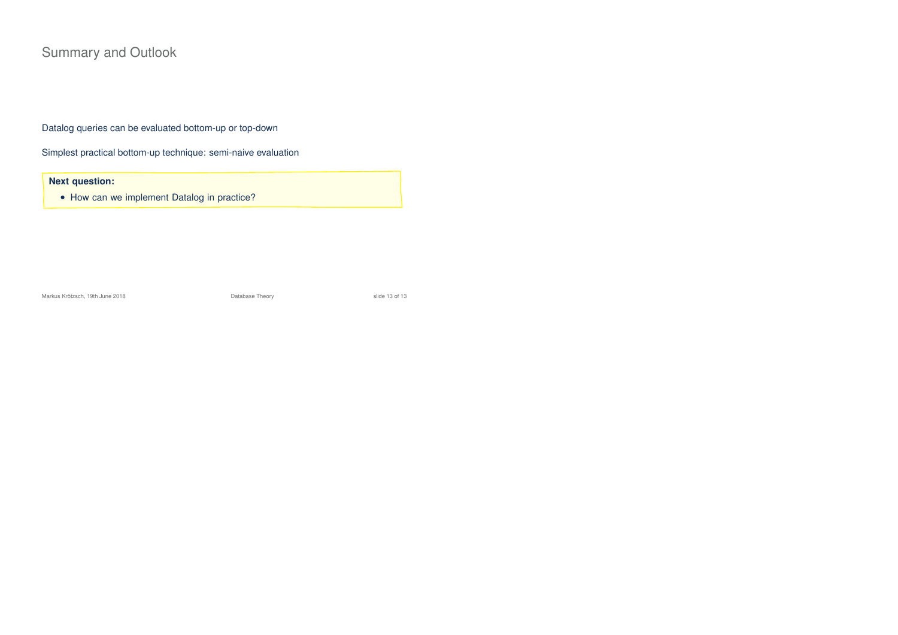# Summary and Outlook

Datalog queries can be evaluated bottom-up or top-down

Simplest practical bottom-up technique: semi-naive evaluation

**Next question:**

- How can we implement Datalog in practice?